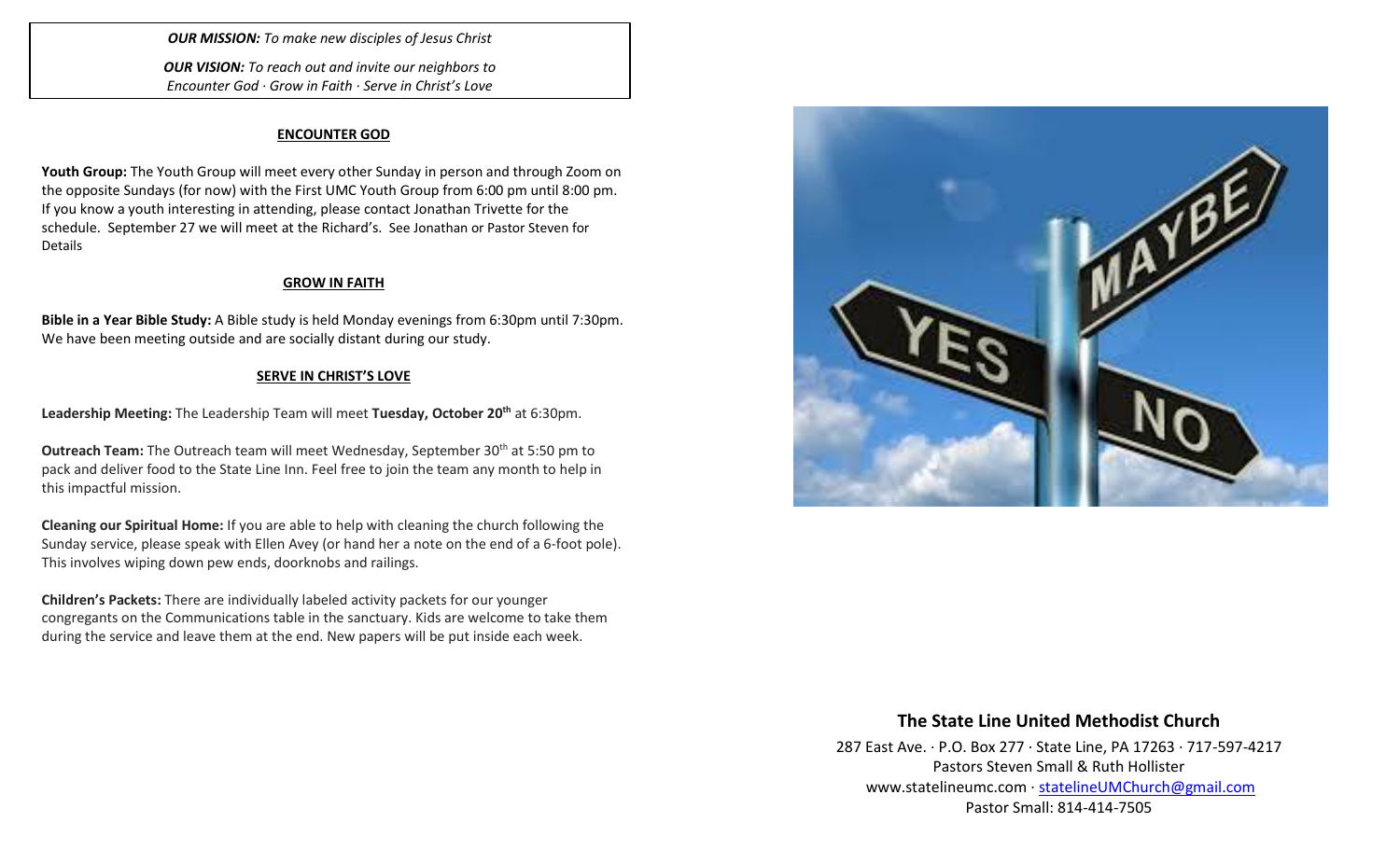***OUR MISSION:*** *To make new disciples of Jesus Christ*

***OUR VISION:*** *To reach out and invite our neighbors to Encounter God · Grow in Faith · Serve in Christ's Love*

## ENCOUNTER GOD

**Youth Group:** The Youth Group will meet every other Sunday in person and through Zoom on the opposite Sundays (for now) with the First UMC Youth Group from 6:00 pm until 8:00 pm. If you know a youth interesting in attending, please contact Jonathan Trivette for the schedule. September 27 we will meet at the Richard's. See Jonathan or Pastor Steven for Details

## GROW IN FAITH

**Bible in a Year Bible Study:** A Bible study is held Monday evenings from 6:30pm until 7:30pm. We have been meeting outside and are socially distant during our study.

## SERVE IN CHRIST'S LOVE

**Leadership Meeting:** The Leadership Team will meet **Tuesday, October 20th** at 6:30pm.

**Outreach Team:** The Outreach team will meet Wednesday, September 30th at 5:50 pm to pack and deliver food to the State Line Inn. Feel free to join the team any month to help in this impactful mission.

**Cleaning our Spiritual Home:** If you are able to help with cleaning the church following the Sunday service, please speak with Ellen Avey (or hand her a note on the end of a 6-foot pole). This involves wiping down pew ends, doorknobs and railings.

**Children's Packets:** There are individually labeled activity packets for our younger congregants on the Communications table in the sanctuary. Kids are welcome to take them during the service and leave them at the end. New papers will be put inside each week.

## The State Line United Methodist Church

287 East Ave. · P.O. Box 277 · State Line, PA 17263 · 717-597-4217
Pastors Steven Small & Ruth Hollister
www.statelineumc.com · statelineUMChurch@gmail.com
Pastor Small: 814-414-7505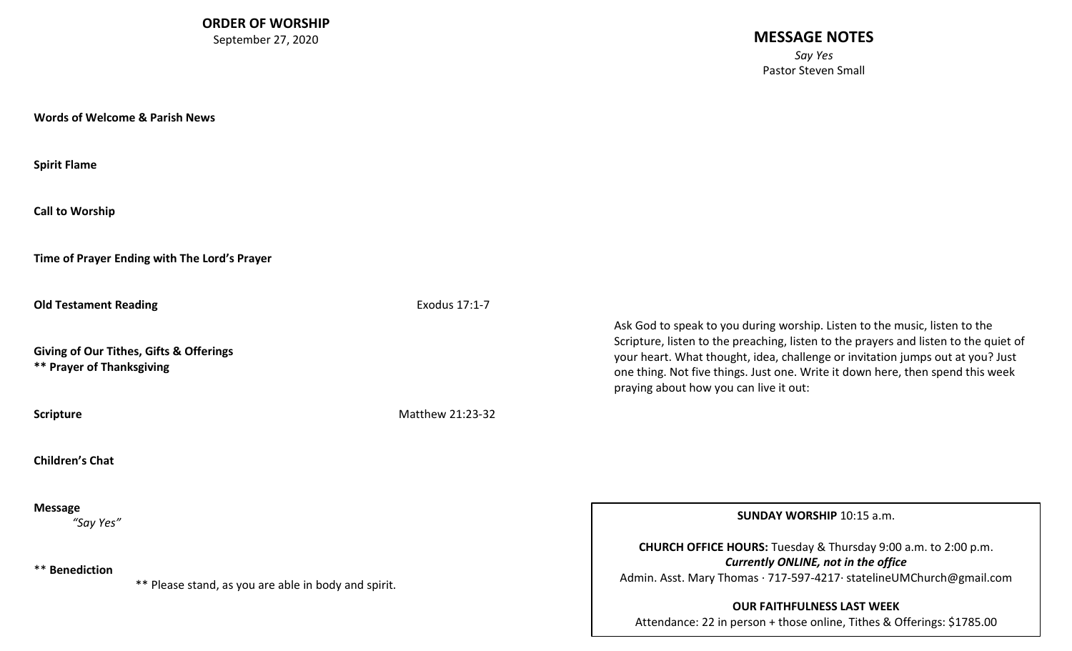## ORDER OF WORSHIP

September 27, 2020

**Words of Welcome & Parish News**

**Spirit Flame**

**Call to Worship**

**Time of Prayer Ending with The Lord's Prayer**

**Old Testament Reading** Exodus 17:1-7

**Giving of Our Tithes, Gifts & Offerings**
**\*\* Prayer of Thanksgiving**

**Scripture** Matthew 21:23-32

**Children's Chat**

**Message**
*"Say Yes"*

\*\* **Benediction**

\*\* Please stand, as you are able in body and spirit.

## MESSAGE NOTES

*Say Yes*
Pastor Steven Small

Ask God to speak to you during worship. Listen to the music, listen to the Scripture, listen to the preaching, listen to the prayers and listen to the quiet of your heart. What thought, idea, challenge or invitation jumps out at you? Just one thing. Not five things. Just one. Write it down here, then spend this week praying about how you can live it out:

**SUNDAY WORSHIP** 10:15 a.m.

**CHURCH OFFICE HOURS:** Tuesday & Thursday 9:00 a.m. to 2:00 p.m.
***Currently ONLINE, not in the office***
Admin. Asst. Mary Thomas · 717-597-4217· statelineUMChurch@gmail.com

**OUR FAITHFULNESS LAST WEEK**
Attendance: 22 in person + those online, Tithes & Offerings: $1785.00